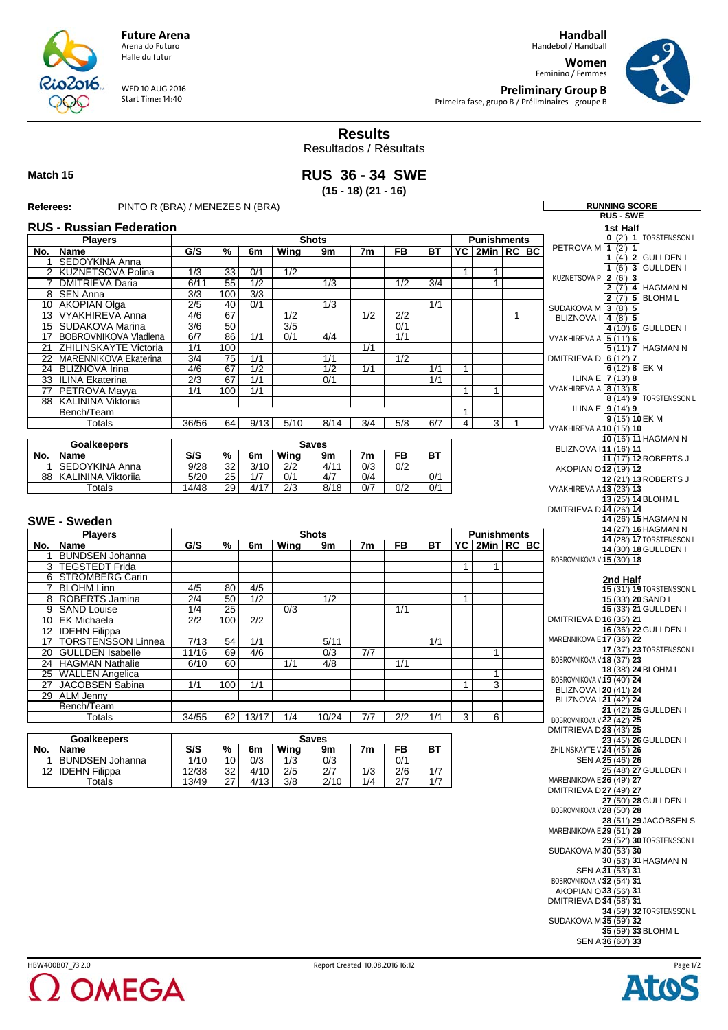Future Arena
Arena do Futuro
Halle du futur

WED 10 AUG 2016
Start Time: 14:40

Handball
Handebol / Handball

Women
Feminino / Femmes

Preliminary Group B
Primeira fase, grupo B / Préliminaires - groupe B

# Results
Resultados / Résultats

**Match 15**

## RUS 36 - 34 SWE
**(15 - 18) (21 - 16)**

**Referees:** PINTO R (BRA) / MENEZES N (BRA)

### RUS - Russian Federation

| No. | Name | G/S | % | 6m | Wing | 9m | 7m | FB | BT | YC | 2Min | RC | BC |
|---|---|---|---|---|---|---|---|---|---|---|---|---|---|
| 1 | SEDOYKINA Anna | | | | | | | | | | | | |
| 2 | KUZNETSOVA Polina | 1/3 | 33 | 0/1 | 1/2 | | | | | 1 | 1 | | |
| 7 | DMITRIEVA Daria | 6/11 | 55 | 1/2 | | 1/3 | | 1/2 | 3/4 | | 1 | | |
| 8 | SEN Anna | 3/3 | 100 | 3/3 | | | | | | | | | |
| 10 | AKOPIAN Olga | 2/5 | 40 | 0/1 | | 1/3 | | | 1/1 | | | | |
| 13 | VYAKHIREVA Anna | 4/6 | 67 | | 1/2 | | 1/2 | 2/2 | | | | 1 | |
| 15 | SUDAKOVA Marina | 3/6 | 50 | | 3/5 | | | 0/1 | | | | | |
| 17 | BOBROVNIKOVA Vladlena | 6/7 | 86 | 1/1 | 0/1 | 4/4 | | 1/1 | | | | | |
| 21 | ZHILINSKAYTE Victoria | 1/1 | 100 | | | | 1/1 | | | | | | |
| 22 | MARENNIKOVA Ekaterina | 3/4 | 75 | 1/1 | | 1/1 | | 1/2 | | | | | |
| 24 | BLIZNOVA Irina | 4/6 | 67 | 1/2 | | 1/2 | 1/1 | | 1/1 | 1 | | | |
| 33 | ILINA Ekaterina | 2/3 | 67 | 1/1 | | 0/1 | | | 1/1 | | | | |
| 77 | PETROVA Mayya | 1/1 | 100 | 1/1 | | | | | | 1 | 1 | | |
| 88 | KALININA Viktoriia | | | | | | | | | | | | |
| | Bench/Team | | | | | | | | | 1 | | | |
| | Totals | 36/56 | 64 | 9/13 | 5/10 | 8/14 | 3/4 | 5/8 | 6/7 | 4 | 3 | 1 | |

| No. | Goalkeepers | S/S | % | 6m | Wing | 9m | 7m | FB | BT |
|---|---|---|---|---|---|---|---|---|---|
| 1 | SEDOYKINA Anna | 9/28 | 32 | 3/10 | 2/2 | 4/11 | 0/3 | 0/2 | |
| 88 | KALININA Viktoriia | 5/20 | 25 | 1/7 | 0/1 | 4/7 | 0/4 | | 0/1 |
| | Totals | 14/48 | 29 | 4/17 | 2/3 | 8/18 | 0/7 | 0/2 | 0/1 |

### SWE - Sweden

| No. | Name | G/S | % | 6m | Wing | 9m | 7m | FB | BT | YC | 2Min | RC | BC |
|---|---|---|---|---|---|---|---|---|---|---|---|---|---|
| 1 | BUNDSEN Johanna | | | | | | | | | | | | |
| 3 | TEGSTEDT Frida | | | | | | | | | 1 | 1 | | |
| 6 | STROMBERG Carin | | | | | | | | | | | | |
| 7 | BLOHM Linn | 4/5 | 80 | 4/5 | | | | | | | | | |
| 8 | ROBERTS Jamina | 2/4 | 50 | 1/2 | | 1/2 | | | | 1 | | | |
| 9 | SAND Louise | 1/4 | 25 | | 0/3 | | | 1/1 | | | | | |
| 10 | EK Michaela | 2/2 | 100 | 2/2 | | | | | | | | | |
| 12 | IDEHN Filippa | | | | | | | | | | | | |
| 17 | TORSTENSSON Linnea | 7/13 | 54 | 1/1 | | 5/11 | | | 1/1 | | | | |
| 20 | GULLDEN Isabelle | 11/16 | 69 | 4/6 | | 0/3 | 7/7 | | | | 1 | | |
| 24 | HAGMAN Nathalie | 6/10 | 60 | | 1/1 | 4/8 | | 1/1 | | | | | |
| 25 | WALLEN Angelica | | | | | | | | | | 1 | | |
| 27 | JACOBSEN Sabina | 1/1 | 100 | 1/1 | | | | | | 1 | 3 | | |
| 29 | ALM Jenny | | | | | | | | | | | | |
| | Bench/Team | | | | | | | | | | | | |
| | Totals | 34/55 | 62 | 13/17 | 1/4 | 10/24 | 7/7 | 2/2 | 1/1 | 3 | 6 | | |

| No. | Goalkeepers | S/S | % | 6m | Wing | 9m | 7m | FB | BT |
|---|---|---|---|---|---|---|---|---|---|
| 1 | BUNDSEN Johanna | 1/10 | 10 | 0/3 | 1/3 | 0/3 | | 0/1 | |
| 12 | IDEHN Filippa | 12/38 | 32 | 4/10 | 2/5 | 2/7 | 1/3 | 2/6 | 1/7 |
| | Totals | 13/49 | 27 | 4/13 | 3/8 | 2/10 | 1/4 | 2/7 | 1/7 |

### RUNNING SCORE
RUS - SWE

**1st Half**

| RUS | Score (Time) | SWE |
|---|---|---|
| | 0 (2') 1 | TORSTENSSON L |
| PETROVA M | 1 (2') 1 | |
| | 1 (4') 2 | GULLDEN I |
| | 1 (6') 3 | GULLDEN I |
| KUZNETSOVA P | 2 (6') 3 | |
| | 2 (7') 4 | HAGMAN N |
| | 2 (7') 5 | BLOHM L |
| SUDAKOVA M | 3 (8') 5 | |
| BLIZNOVA I | 4 (8') 5 | |
| | 4 (10') 6 | GULLDEN I |
| VYAKHIREVA A | 5 (11') 6 | |
| | 5 (11') 7 | HAGMAN N |
| DMITRIEVA D | 6 (12') 7 | |
| | 6 (12') 8 | EK M |
| ILINA E | 7 (13') 8 | |
| VYAKHIREVA A | 8 (13') 8 | |
| | 8 (14') 9 | TORSTENSSON L |
| ILINA E | 9 (14') 9 | |
| | 9 (15') 10 | EK M |
| VYAKHIREVA A | 10 (15') 10 | |
| | 10 (16') 11 | HAGMAN N |
| BLIZNOVA I | 11 (16') 11 | |
| | 11 (17') 12 | ROBERTS J |
| AKOPIAN O | 12 (19') 12 | |
| | 12 (21') 13 | ROBERTS J |
| VYAKHIREVA A | 13 (23') 13 | |
| | 13 (25') 14 | BLOHM L |
| DMITRIEVA D | 14 (26') 14 | |
| | 14 (26') 15 | HAGMAN N |
| | 14 (27') 16 | HAGMAN N |
| | 14 (28') 17 | TORSTENSSON L |
| | 14 (30') 18 | GULLDEN I |
| BOBROVNIKOVA V | 15 (30') 18 | |

**2nd Half**

| RUS | Score (Time) | SWE |
|---|---|---|
| | 15 (31') 19 | TORSTENSSON L |
| | 15 (33') 20 | SAND L |
| | 15 (33') 21 | GULLDEN I |
| DMITRIEVA D | 16 (35') 21 | |
| | 16 (36') 22 | GULLDEN I |
| MARENNIKOVA E | 17 (36') 22 | |
| | 17 (37') 23 | TORSTENSSON L |
| BOBROVNIKOVA V | 18 (37') 23 | |
| | 18 (38') 24 | BLOHM L |
| BOBROVNIKOVA V | 19 (40') 24 | |
| BLIZNOVA I | 20 (41') 24 | |
| BLIZNOVA I | 21 (42') 24 | |
| | 21 (42') 25 | GULLDEN I |
| BOBROVNIKOVA V | 22 (42') 25 | |
| DMITRIEVA D | 23 (43') 25 | |
| | 23 (45') 26 | GULLDEN I |
| ZHILINSKAYTE V | 24 (45') 26 | |
| SEN A | 25 (46') 26 | |
| | 25 (48') 27 | GULLDEN I |
| MARENNIKOVA E | 26 (49') 27 | |
| DMITRIEVA D | 27 (49') 27 | |
| | 27 (50') 28 | GULLDEN I |
| BOBROVNIKOVA V | 28 (50') 28 | |
| | 28 (51') 29 | JACOBSEN S |
| MARENNIKOVA E | 29 (51') 29 | |
| | 29 (52') 30 | TORSTENSSON L |
| SUDAKOVA M | 30 (53') 30 | |
| | 30 (53') 31 | HAGMAN N |
| SEN A | 31 (53') 31 | |
| BOBROVNIKOVA V | 32 (54') 31 | |
| AKOPIAN O | 33 (56') 31 | |
| DMITRIEVA D | 34 (58') 31 | |
| | 34 (59') 32 | TORSTENSSON L |
| SUDAKOVA M | 35 (59') 32 | |
| | 35 (59') 33 | BLOHM L |
| SEN A | 36 (60') 33 | |

HBW400B07_73 2.0 Report Created 10.08.2016 16:12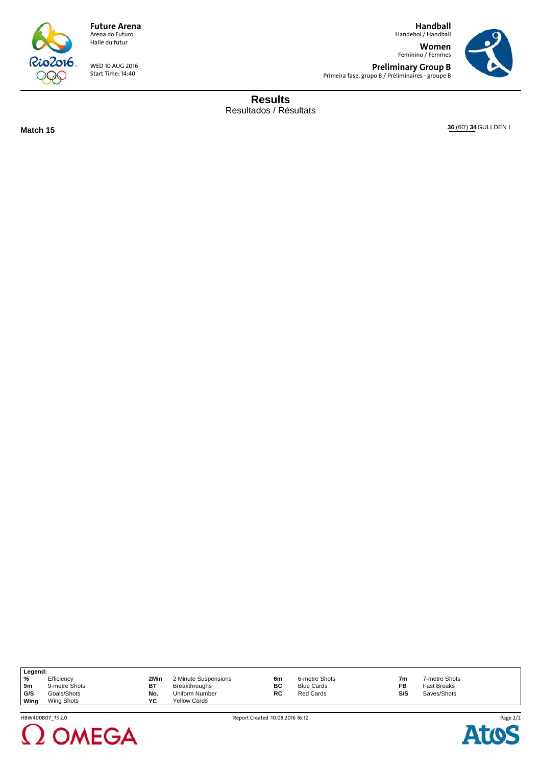**Future Arena**
Arena do Futuro
Halle du futur

WED 10 AUG 2016
Start Time: 14:40

**Handball**
Handebol / Handball

**Women**
Feminino / Femmes

**Preliminary Group B**
Primeira fase, grupo B / Préliminaires - groupe B

# Results

Resultados / Résultats

**Match 15**

**36** (60') **34** GULLDEN I

| Legend: | | | | | | | |
|---|---|---|---|---|---|---|---|
| **%** | Efficiency | **2Min** | 2 Minute Suspensions | **6m** | 6-metre Shots | **7m** | 7-metre Shots |
| **9m** | 9-metre Shots | **BT** | Breakthroughs | **BC** | Blue Cards | **FB** | Fast Breaks |
| **G/S** | Goals/Shots | **No.** | Uniform Number | **RC** | Red Cards | **S/S** | Saves/Shots |
| **Wing** | Wing Shots | **YC** | Yellow Cards | | | | |

HBW400B07_73 2.0

Report Created 10.08.2016 16:12